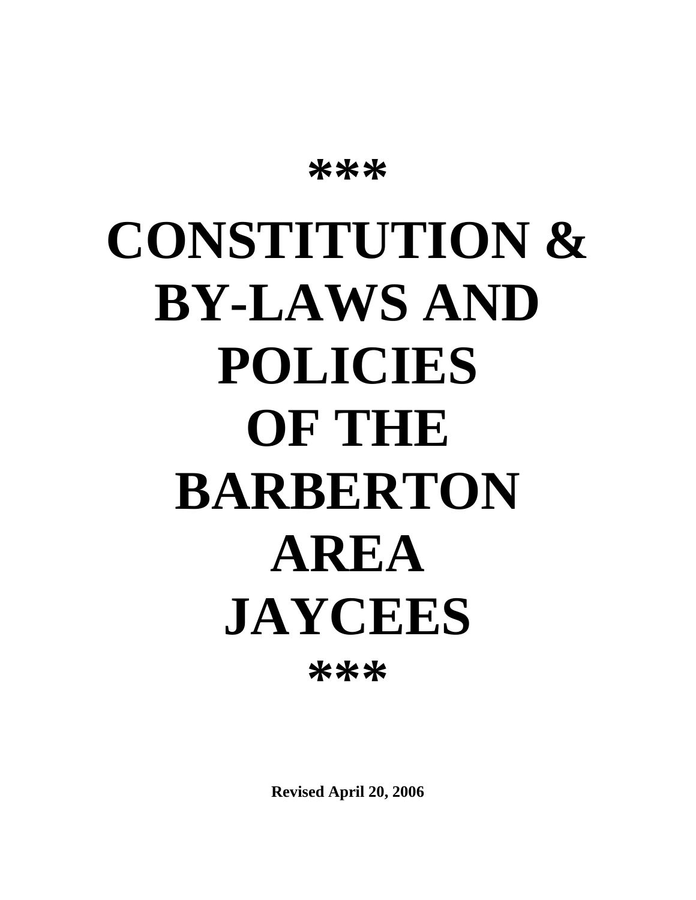***

# CONSTITUTION & BY-LAWS AND POLICIES OF THE BARBERTON AREA JAYCEES

***

**Revised April 20, 2006**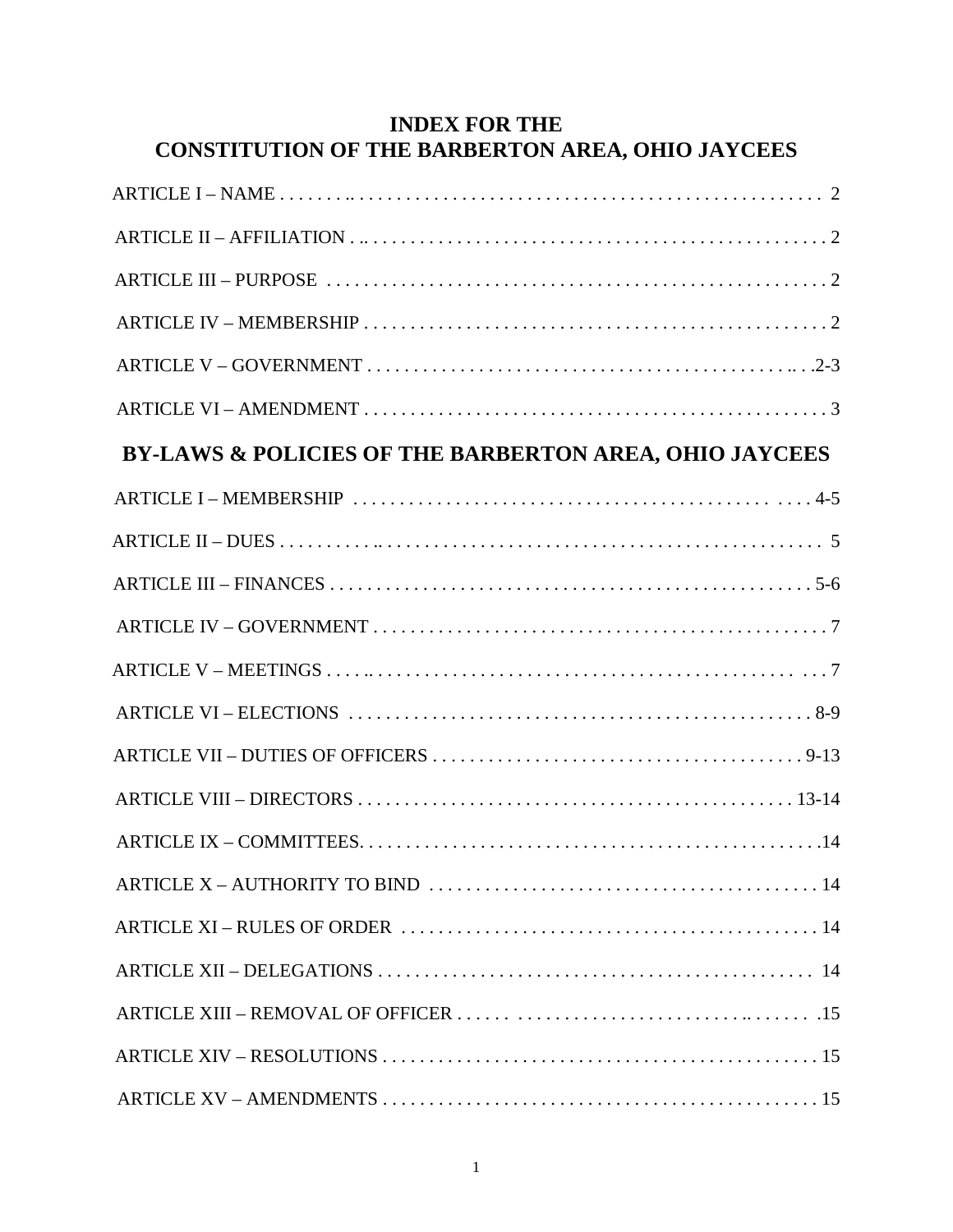# INDEX FOR THE CONSTITUTION OF THE BARBERTON AREA, OHIO JAYCEES

ARTICLE I – NAME . . . . . . . . . . . . . . . . . . . . . . . . . . . . . . . . . . . . . . . . . . . . . . . . . . . . . 2

ARTICLE II – AFFILIATION . . . . . . . . . . . . . . . . . . . . . . . . . . . . . . . . . . . . . . . . . . . . . . . . . 2

ARTICLE III – PURPOSE . . . . . . . . . . . . . . . . . . . . . . . . . . . . . . . . . . . . . . . . . . . . . . . . . . . 2

ARTICLE IV – MEMBERSHIP . . . . . . . . . . . . . . . . . . . . . . . . . . . . . . . . . . . . . . . . . . . . . . . 2

ARTICLE V – GOVERNMENT . . . . . . . . . . . . . . . . . . . . . . . . . . . . . . . . . . . . . . . . . . . . . . 2-3

ARTICLE VI – AMENDMENT . . . . . . . . . . . . . . . . . . . . . . . . . . . . . . . . . . . . . . . . . . . . . . . . 3

# BY-LAWS & POLICIES OF THE BARBERTON AREA, OHIO JAYCEES

ARTICLE I – MEMBERSHIP . . . . . . . . . . . . . . . . . . . . . . . . . . . . . . . . . . . . . . . . . . . . . . . 4-5

ARTICLE II – DUES . . . . . . . . . . . . . . . . . . . . . . . . . . . . . . . . . . . . . . . . . . . . . . . . . . . . . . . 5

ARTICLE III – FINANCES . . . . . . . . . . . . . . . . . . . . . . . . . . . . . . . . . . . . . . . . . . . . . . . . . 5-6

ARTICLE IV – GOVERNMENT . . . . . . . . . . . . . . . . . . . . . . . . . . . . . . . . . . . . . . . . . . . . . . . 7

ARTICLE V – MEETINGS . . . . . . . . . . . . . . . . . . . . . . . . . . . . . . . . . . . . . . . . . . . . . . . . . . . 7

ARTICLE VI – ELECTIONS . . . . . . . . . . . . . . . . . . . . . . . . . . . . . . . . . . . . . . . . . . . . . . . . 8-9

ARTICLE VII – DUTIES OF OFFICERS . . . . . . . . . . . . . . . . . . . . . . . . . . . . . . . . . . . . . . 9-13

ARTICLE VIII – DIRECTORS . . . . . . . . . . . . . . . . . . . . . . . . . . . . . . . . . . . . . . . . . . . . . 13-14

ARTICLE IX – COMMITTEES. . . . . . . . . . . . . . . . . . . . . . . . . . . . . . . . . . . . . . . . . . . . . . . .14

ARTICLE X – AUTHORITY TO BIND . . . . . . . . . . . . . . . . . . . . . . . . . . . . . . . . . . . . . . . . . 14

ARTICLE XI – RULES OF ORDER . . . . . . . . . . . . . . . . . . . . . . . . . . . . . . . . . . . . . . . . . . . 14

ARTICLE XII – DELEGATIONS . . . . . . . . . . . . . . . . . . . . . . . . . . . . . . . . . . . . . . . . . . . . . . 14

ARTICLE XIII – REMOVAL OF OFFICER . . . . . . . . . . . . . . . . . . . . . . . . . . . . . . . . . . . . . .15

ARTICLE XIV – RESOLUTIONS . . . . . . . . . . . . . . . . . . . . . . . . . . . . . . . . . . . . . . . . . . . . . 15

ARTICLE XV – AMENDMENTS . . . . . . . . . . . . . . . . . . . . . . . . . . . . . . . . . . . . . . . . . . . . . . 15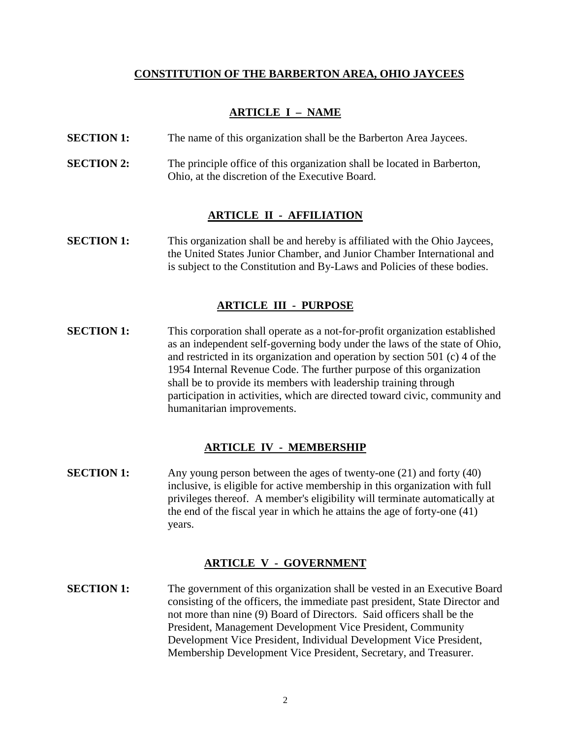# CONSTITUTION OF THE BARBERTON AREA, OHIO JAYCEES

## ARTICLE I – NAME

**SECTION 1:** The name of this organization shall be the Barberton Area Jaycees.

**SECTION 2:** The principle office of this organization shall be located in Barberton, Ohio, at the discretion of the Executive Board.

## ARTICLE II - AFFILIATION

**SECTION 1:** This organization shall be and hereby is affiliated with the Ohio Jaycees, the United States Junior Chamber, and Junior Chamber International and is subject to the Constitution and By-Laws and Policies of these bodies.

## ARTICLE III - PURPOSE

**SECTION 1:** This corporation shall operate as a not-for-profit organization established as an independent self-governing body under the laws of the state of Ohio, and restricted in its organization and operation by section 501 (c) 4 of the 1954 Internal Revenue Code. The further purpose of this organization shall be to provide its members with leadership training through participation in activities, which are directed toward civic, community and humanitarian improvements.

## ARTICLE IV - MEMBERSHIP

**SECTION 1:** Any young person between the ages of twenty-one (21) and forty (40) inclusive, is eligible for active membership in this organization with full privileges thereof. A member's eligibility will terminate automatically at the end of the fiscal year in which he attains the age of forty-one (41) years.

## ARTICLE V - GOVERNMENT

**SECTION 1:** The government of this organization shall be vested in an Executive Board consisting of the officers, the immediate past president, State Director and not more than nine (9) Board of Directors. Said officers shall be the President, Management Development Vice President, Community Development Vice President, Individual Development Vice President, Membership Development Vice President, Secretary, and Treasurer.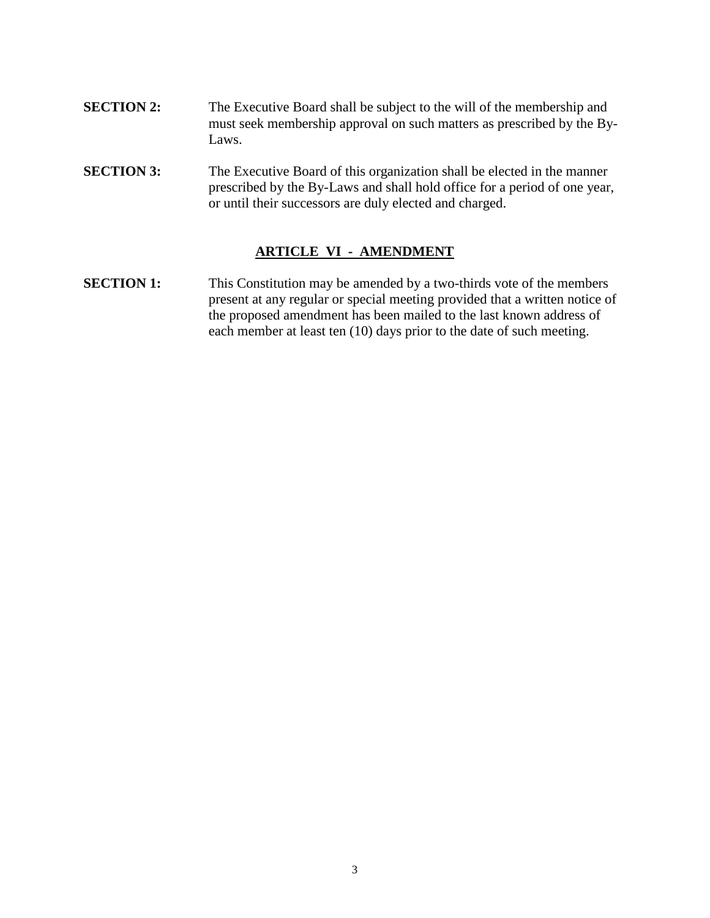**SECTION 2:** The Executive Board shall be subject to the will of the membership and must seek membership approval on such matters as prescribed by the By-Laws.

**SECTION 3:** The Executive Board of this organization shall be elected in the manner prescribed by the By-Laws and shall hold office for a period of one year, or until their successors are duly elected and charged.

## ARTICLE VI - AMENDMENT

**SECTION 1:** This Constitution may be amended by a two-thirds vote of the members present at any regular or special meeting provided that a written notice of the proposed amendment has been mailed to the last known address of each member at least ten (10) days prior to the date of such meeting.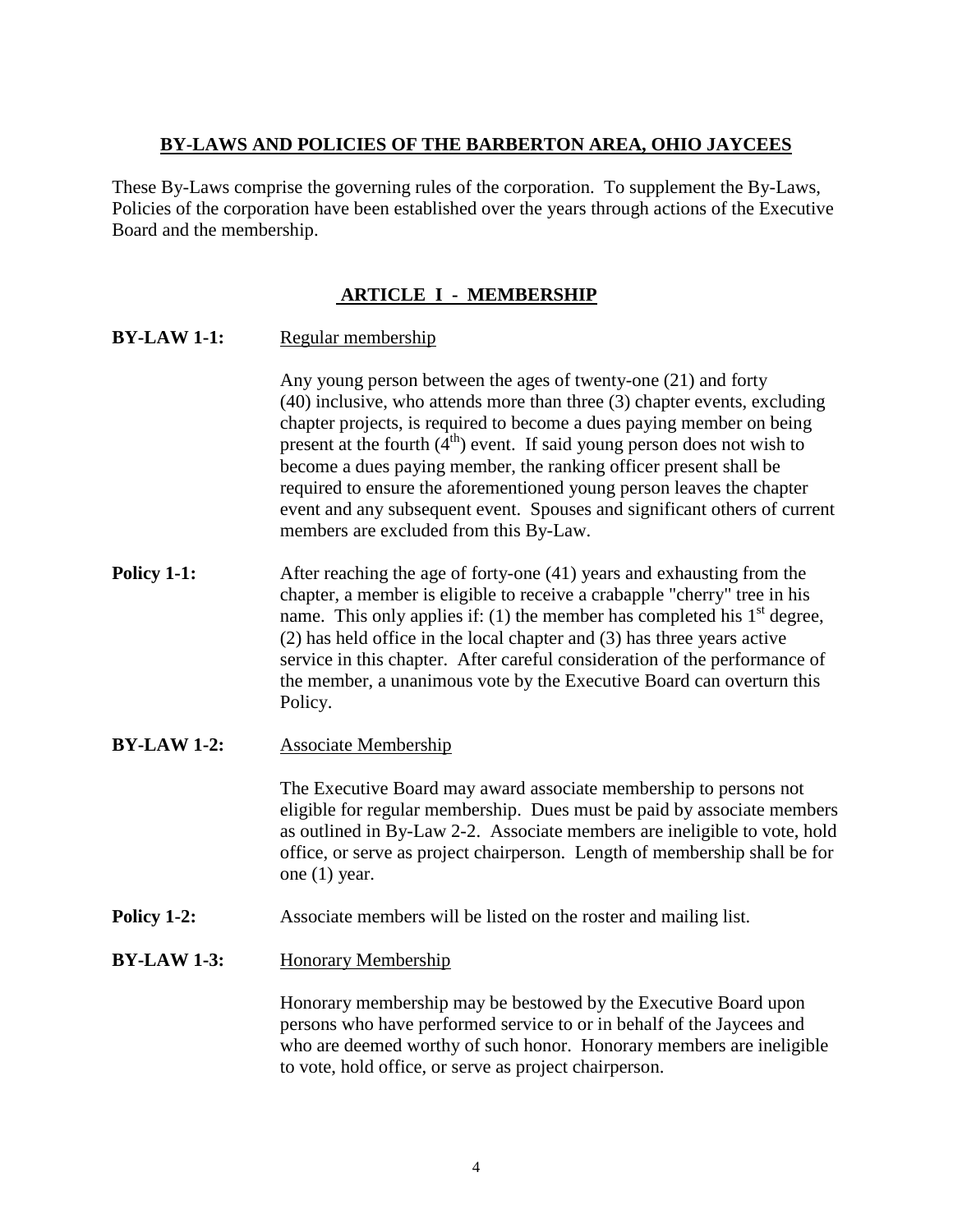## BY-LAWS AND POLICIES OF THE BARBERTON AREA, OHIO JAYCEES

These By-Laws comprise the governing rules of the corporation. To supplement the By-Laws, Policies of the corporation have been established over the years through actions of the Executive Board and the membership.

### ARTICLE I - MEMBERSHIP

**BY-LAW 1-1:** Regular membership

Any young person between the ages of twenty-one (21) and forty (40) inclusive, who attends more than three (3) chapter events, excluding chapter projects, is required to become a dues paying member on being present at the fourth (4th) event. If said young person does not wish to become a dues paying member, the ranking officer present shall be required to ensure the aforementioned young person leaves the chapter event and any subsequent event. Spouses and significant others of current members are excluded from this By-Law.

**Policy 1-1:** After reaching the age of forty-one (41) years and exhausting from the chapter, a member is eligible to receive a crabapple "cherry" tree in his name. This only applies if: (1) the member has completed his 1st degree, (2) has held office in the local chapter and (3) has three years active service in this chapter. After careful consideration of the performance of the member, a unanimous vote by the Executive Board can overturn this Policy.

**BY-LAW 1-2:** Associate Membership

The Executive Board may award associate membership to persons not eligible for regular membership. Dues must be paid by associate members as outlined in By-Law 2-2. Associate members are ineligible to vote, hold office, or serve as project chairperson. Length of membership shall be for one (1) year.

**Policy 1-2:** Associate members will be listed on the roster and mailing list.

**BY-LAW 1-3:** Honorary Membership

Honorary membership may be bestowed by the Executive Board upon persons who have performed service to or in behalf of the Jaycees and who are deemed worthy of such honor. Honorary members are ineligible to vote, hold office, or serve as project chairperson.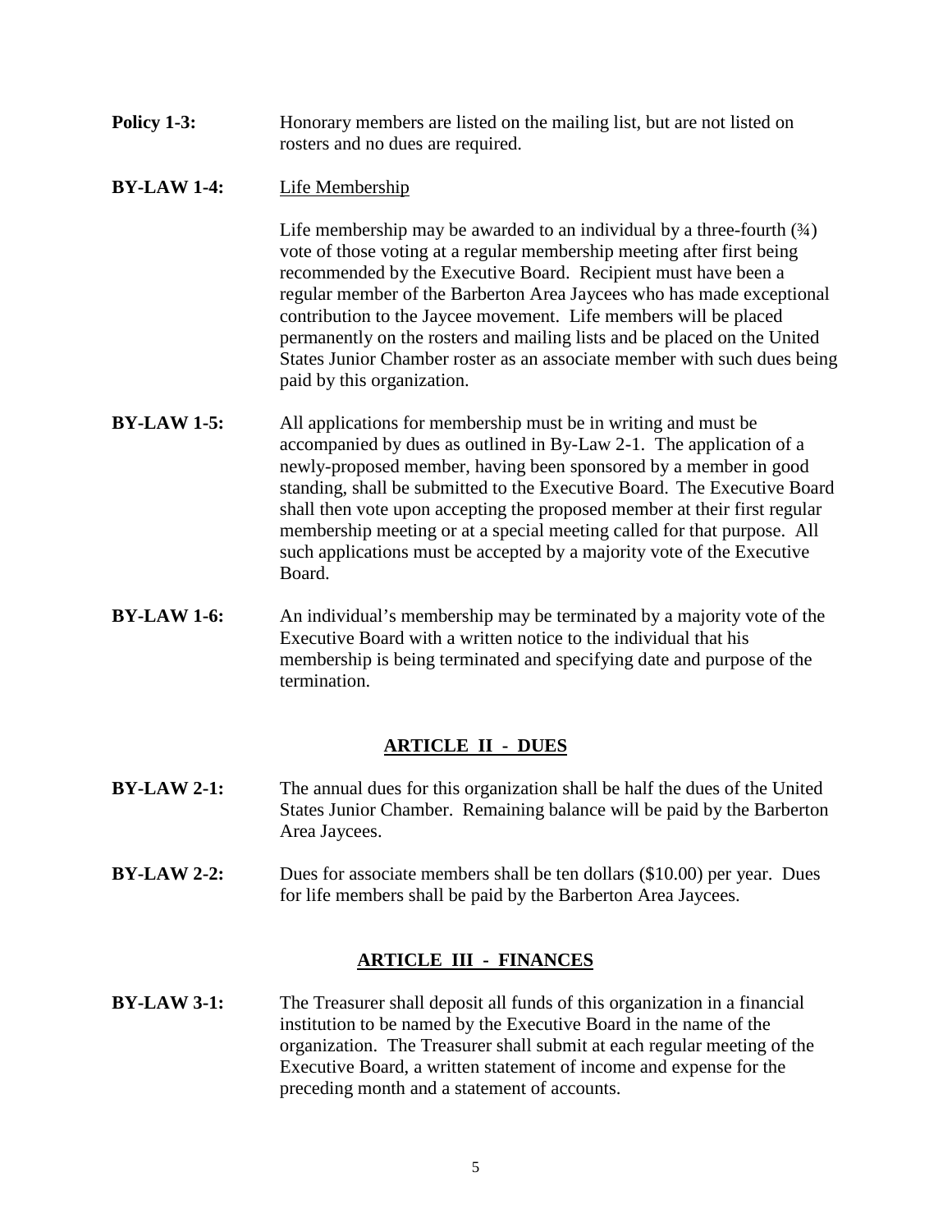**Policy 1-3:** Honorary members are listed on the mailing list, but are not listed on rosters and no dues are required.

**BY-LAW 1-4:** Life Membership

Life membership may be awarded to an individual by a three-fourth (¾) vote of those voting at a regular membership meeting after first being recommended by the Executive Board. Recipient must have been a regular member of the Barberton Area Jaycees who has made exceptional contribution to the Jaycee movement. Life members will be placed permanently on the rosters and mailing lists and be placed on the United States Junior Chamber roster as an associate member with such dues being paid by this organization.

**BY-LAW 1-5:** All applications for membership must be in writing and must be accompanied by dues as outlined in By-Law 2-1. The application of a newly-proposed member, having been sponsored by a member in good standing, shall be submitted to the Executive Board. The Executive Board shall then vote upon accepting the proposed member at their first regular membership meeting or at a special meeting called for that purpose. All such applications must be accepted by a majority vote of the Executive Board.

**BY-LAW 1-6:** An individual's membership may be terminated by a majority vote of the Executive Board with a written notice to the individual that his membership is being terminated and specifying date and purpose of the termination.

## ARTICLE II - DUES

**BY-LAW 2-1:** The annual dues for this organization shall be half the dues of the United States Junior Chamber. Remaining balance will be paid by the Barberton Area Jaycees.

**BY-LAW 2-2:** Dues for associate members shall be ten dollars ($10.00) per year. Dues for life members shall be paid by the Barberton Area Jaycees.

## ARTICLE III - FINANCES

**BY-LAW 3-1:** The Treasurer shall deposit all funds of this organization in a financial institution to be named by the Executive Board in the name of the organization. The Treasurer shall submit at each regular meeting of the Executive Board, a written statement of income and expense for the preceding month and a statement of accounts.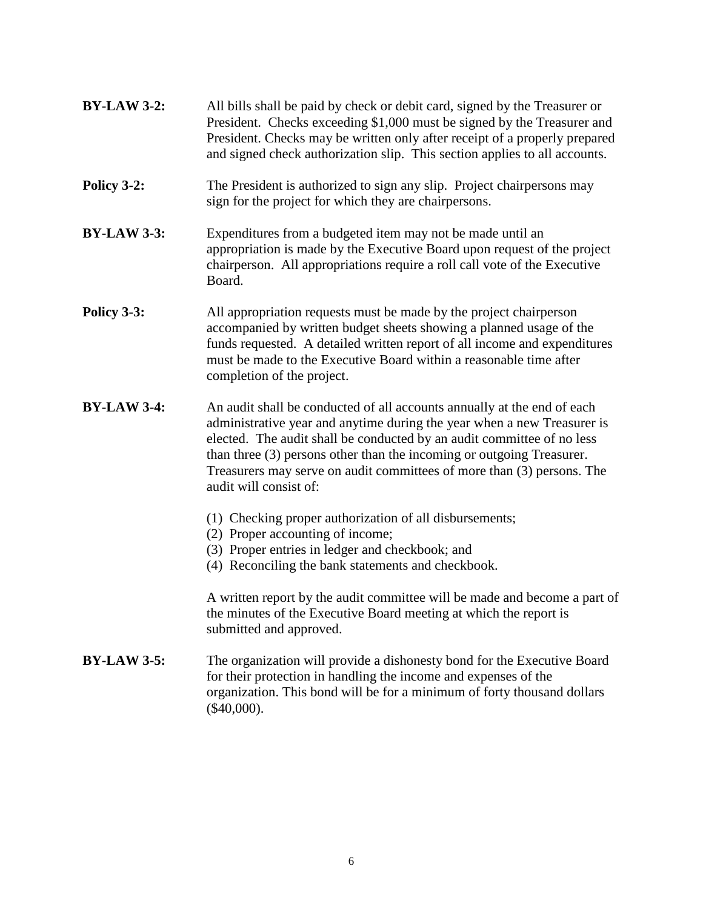**BY-LAW 3-2:** All bills shall be paid by check or debit card, signed by the Treasurer or President. Checks exceeding $1,000 must be signed by the Treasurer and President. Checks may be written only after receipt of a properly prepared and signed check authorization slip. This section applies to all accounts.

**Policy 3-2:** The President is authorized to sign any slip. Project chairpersons may sign for the project for which they are chairpersons.

**BY-LAW 3-3:** Expenditures from a budgeted item may not be made until an appropriation is made by the Executive Board upon request of the project chairperson. All appropriations require a roll call vote of the Executive Board.

**Policy 3-3:** All appropriation requests must be made by the project chairperson accompanied by written budget sheets showing a planned usage of the funds requested. A detailed written report of all income and expenditures must be made to the Executive Board within a reasonable time after completion of the project.

**BY-LAW 3-4:** An audit shall be conducted of all accounts annually at the end of each administrative year and anytime during the year when a new Treasurer is elected. The audit shall be conducted by an audit committee of no less than three (3) persons other than the incoming or outgoing Treasurer. Treasurers may serve on audit committees of more than (3) persons. The audit will consist of:

(1) Checking proper authorization of all disbursements;
(2) Proper accounting of income;
(3) Proper entries in ledger and checkbook; and
(4) Reconciling the bank statements and checkbook.

A written report by the audit committee will be made and become a part of the minutes of the Executive Board meeting at which the report is submitted and approved.

**BY-LAW 3-5:** The organization will provide a dishonesty bond for the Executive Board for their protection in handling the income and expenses of the organization. This bond will be for a minimum of forty thousand dollars ($40,000).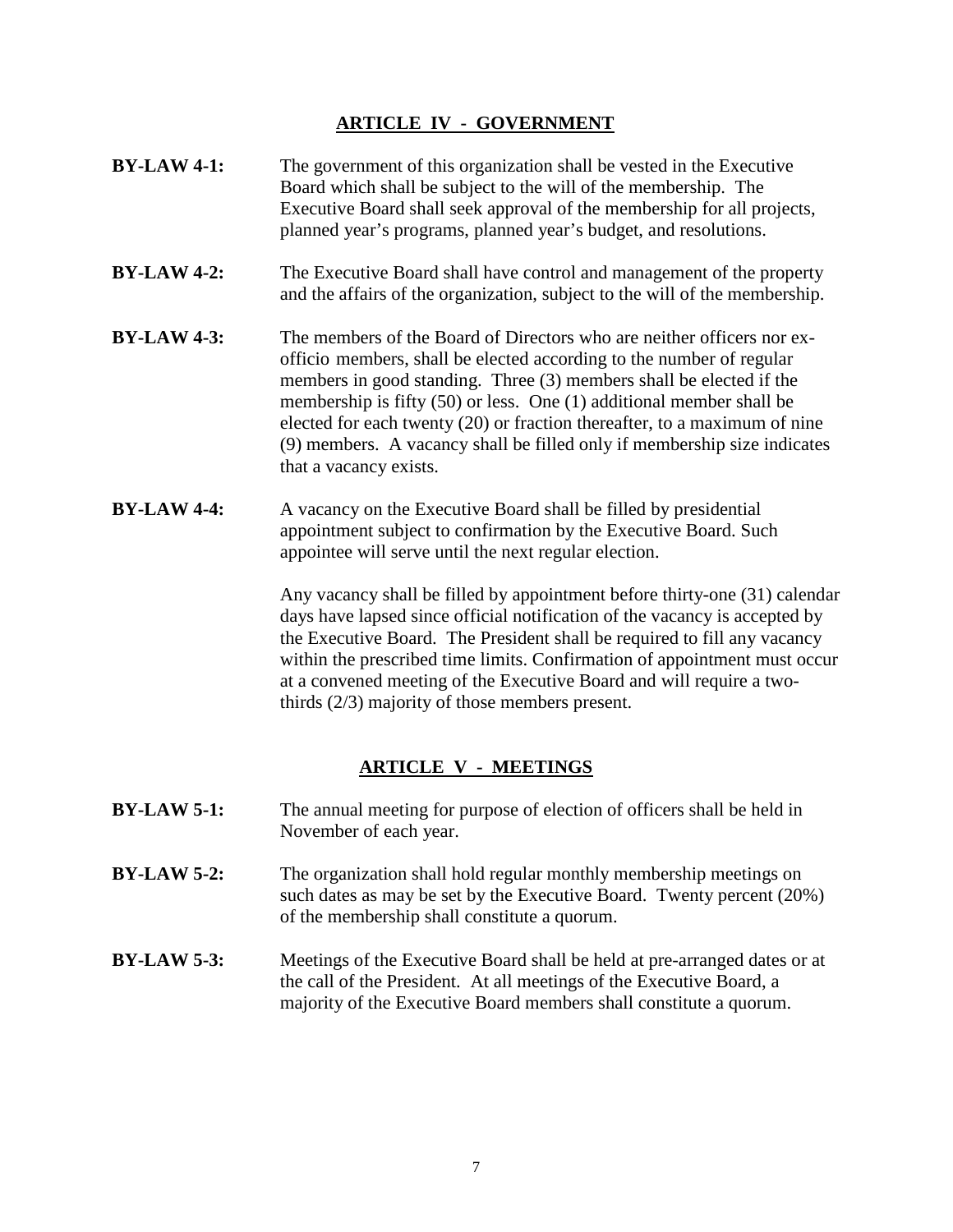## ARTICLE IV - GOVERNMENT

**BY-LAW 4-1:** The government of this organization shall be vested in the Executive Board which shall be subject to the will of the membership. The Executive Board shall seek approval of the membership for all projects, planned year's programs, planned year's budget, and resolutions.

**BY-LAW 4-2:** The Executive Board shall have control and management of the property and the affairs of the organization, subject to the will of the membership.

**BY-LAW 4-3:** The members of the Board of Directors who are neither officers nor ex-officio members, shall be elected according to the number of regular members in good standing. Three (3) members shall be elected if the membership is fifty (50) or less. One (1) additional member shall be elected for each twenty (20) or fraction thereafter, to a maximum of nine (9) members. A vacancy shall be filled only if membership size indicates that a vacancy exists.

**BY-LAW 4-4:** A vacancy on the Executive Board shall be filled by presidential appointment subject to confirmation by the Executive Board. Such appointee will serve until the next regular election.

Any vacancy shall be filled by appointment before thirty-one (31) calendar days have lapsed since official notification of the vacancy is accepted by the Executive Board. The President shall be required to fill any vacancy within the prescribed time limits. Confirmation of appointment must occur at a convened meeting of the Executive Board and will require a two-thirds (2/3) majority of those members present.

## ARTICLE V - MEETINGS

**BY-LAW 5-1:** The annual meeting for purpose of election of officers shall be held in November of each year.

**BY-LAW 5-2:** The organization shall hold regular monthly membership meetings on such dates as may be set by the Executive Board. Twenty percent (20%) of the membership shall constitute a quorum.

**BY-LAW 5-3:** Meetings of the Executive Board shall be held at pre-arranged dates or at the call of the President. At all meetings of the Executive Board, a majority of the Executive Board members shall constitute a quorum.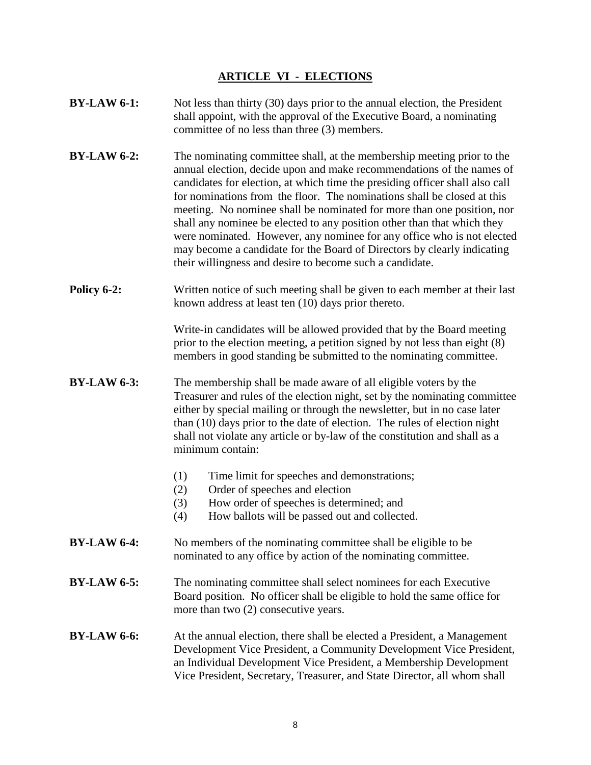## ARTICLE VI - ELECTIONS

**BY-LAW 6-1:** Not less than thirty (30) days prior to the annual election, the President shall appoint, with the approval of the Executive Board, a nominating committee of no less than three (3) members.

**BY-LAW 6-2:** The nominating committee shall, at the membership meeting prior to the annual election, decide upon and make recommendations of the names of candidates for election, at which time the presiding officer shall also call for nominations from the floor. The nominations shall be closed at this meeting. No nominee shall be nominated for more than one position, nor shall any nominee be elected to any position other than that which they were nominated. However, any nominee for any office who is not elected may become a candidate for the Board of Directors by clearly indicating their willingness and desire to become such a candidate.

**Policy 6-2:** Written notice of such meeting shall be given to each member at their last known address at least ten (10) days prior thereto.

Write-in candidates will be allowed provided that by the Board meeting prior to the election meeting, a petition signed by not less than eight (8) members in good standing be submitted to the nominating committee.

**BY-LAW 6-3:** The membership shall be made aware of all eligible voters by the Treasurer and rules of the election night, set by the nominating committee either by special mailing or through the newsletter, but in no case later than (10) days prior to the date of election. The rules of election night shall not violate any article or by-law of the constitution and shall as a minimum contain:

(1) Time limit for speeches and demonstrations;
(2) Order of speeches and election
(3) How order of speeches is determined; and
(4) How ballots will be passed out and collected.

**BY-LAW 6-4:** No members of the nominating committee shall be eligible to be nominated to any office by action of the nominating committee.

**BY-LAW 6-5:** The nominating committee shall select nominees for each Executive Board position. No officer shall be eligible to hold the same office for more than two (2) consecutive years.

**BY-LAW 6-6:** At the annual election, there shall be elected a President, a Management Development Vice President, a Community Development Vice President, an Individual Development Vice President, a Membership Development Vice President, Secretary, Treasurer, and State Director, all whom shall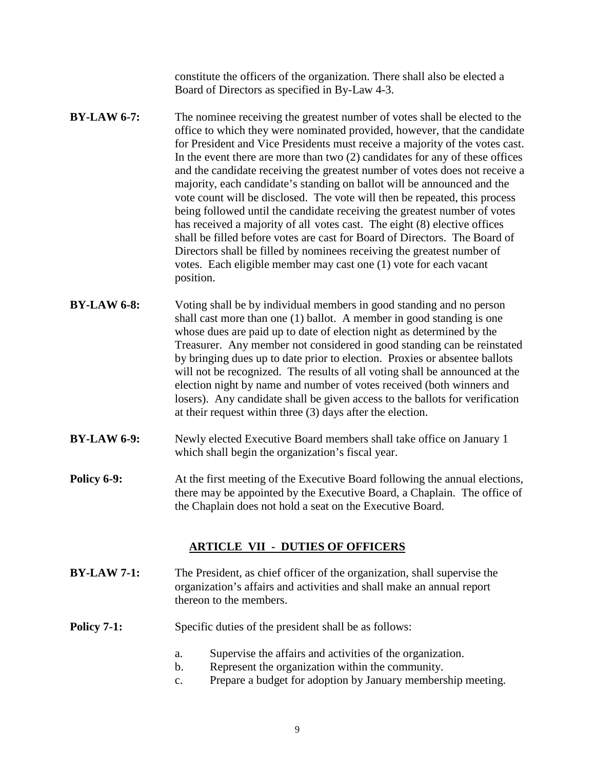constitute the officers of the organization. There shall also be elected a Board of Directors as specified in By-Law 4-3.

**BY-LAW 6-7:** The nominee receiving the greatest number of votes shall be elected to the office to which they were nominated provided, however, that the candidate for President and Vice Presidents must receive a majority of the votes cast. In the event there are more than two (2) candidates for any of these offices and the candidate receiving the greatest number of votes does not receive a majority, each candidate's standing on ballot will be announced and the vote count will be disclosed. The vote will then be repeated, this process being followed until the candidate receiving the greatest number of votes has received a majority of all votes cast. The eight (8) elective offices shall be filled before votes are cast for Board of Directors. The Board of Directors shall be filled by nominees receiving the greatest number of votes. Each eligible member may cast one (1) vote for each vacant position.

**BY-LAW 6-8:** Voting shall be by individual members in good standing and no person shall cast more than one (1) ballot. A member in good standing is one whose dues are paid up to date of election night as determined by the Treasurer. Any member not considered in good standing can be reinstated by bringing dues up to date prior to election. Proxies or absentee ballots will not be recognized. The results of all voting shall be announced at the election night by name and number of votes received (both winners and losers). Any candidate shall be given access to the ballots for verification at their request within three (3) days after the election.

**BY-LAW 6-9:** Newly elected Executive Board members shall take office on January 1 which shall begin the organization's fiscal year.

**Policy 6-9:** At the first meeting of the Executive Board following the annual elections, there may be appointed by the Executive Board, a Chaplain. The office of the Chaplain does not hold a seat on the Executive Board.

## ARTICLE VII - DUTIES OF OFFICERS

**BY-LAW 7-1:** The President, as chief officer of the organization, shall supervise the organization's affairs and activities and shall make an annual report thereon to the members.

**Policy 7-1:** Specific duties of the president shall be as follows:

a. Supervise the affairs and activities of the organization.
b. Represent the organization within the community.
c. Prepare a budget for adoption by January membership meeting.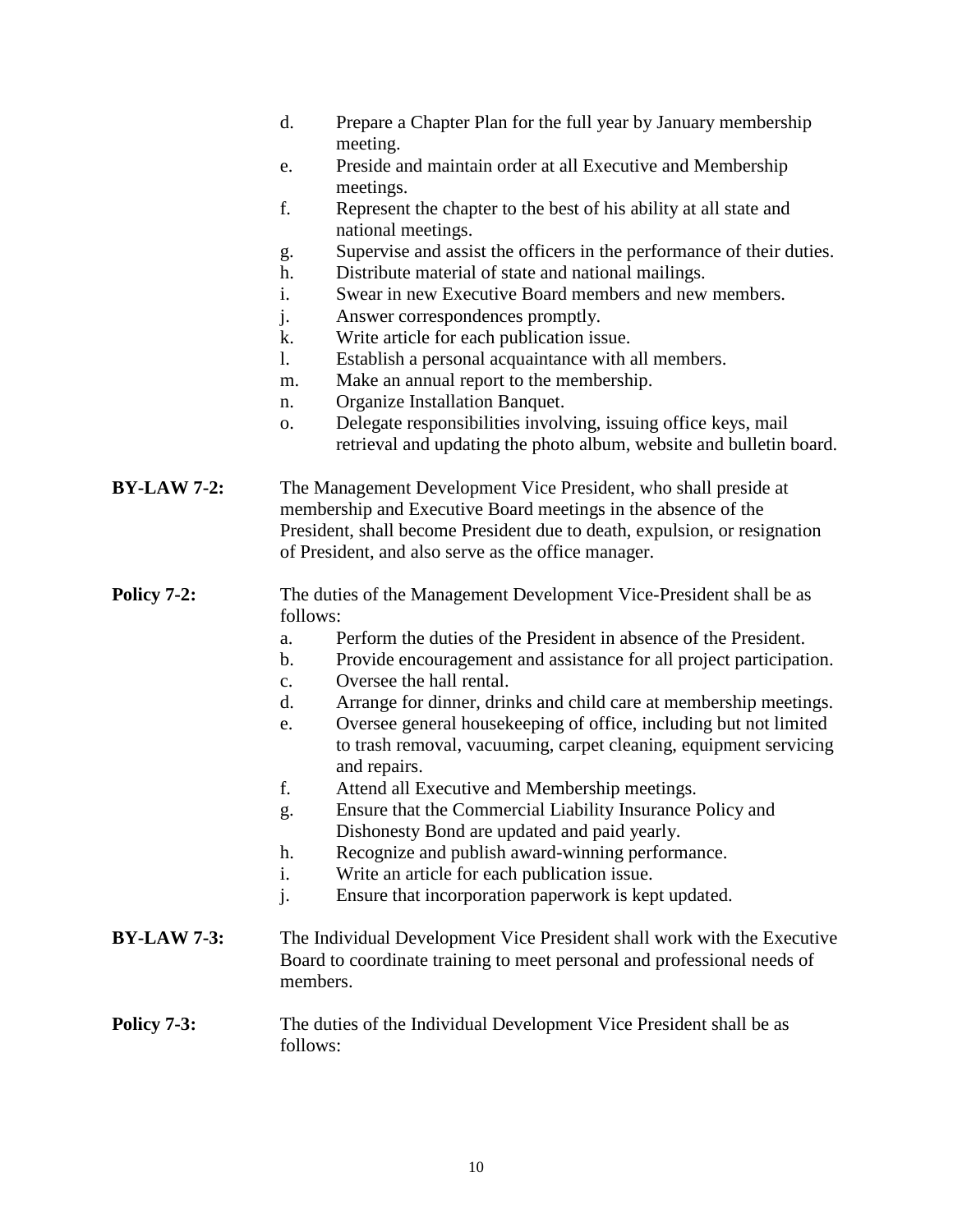d. Prepare a Chapter Plan for the full year by January membership meeting.
e. Preside and maintain order at all Executive and Membership meetings.
f. Represent the chapter to the best of his ability at all state and national meetings.
g. Supervise and assist the officers in the performance of their duties.
h. Distribute material of state and national mailings.
i. Swear in new Executive Board members and new members.
j. Answer correspondences promptly.
k. Write article for each publication issue.
l. Establish a personal acquaintance with all members.
m. Make an annual report to the membership.
n. Organize Installation Banquet.
o. Delegate responsibilities involving, issuing office keys, mail retrieval and updating the photo album, website and bulletin board.

**BY-LAW 7-2:** The Management Development Vice President, who shall preside at membership and Executive Board meetings in the absence of the President, shall become President due to death, expulsion, or resignation of President, and also serve as the office manager.

**Policy 7-2:** The duties of the Management Development Vice-President shall be as follows:

a. Perform the duties of the President in absence of the President.
b. Provide encouragement and assistance for all project participation.
c. Oversee the hall rental.
d. Arrange for dinner, drinks and child care at membership meetings.
e. Oversee general housekeeping of office, including but not limited to trash removal, vacuuming, carpet cleaning, equipment servicing and repairs.
f. Attend all Executive and Membership meetings.
g. Ensure that the Commercial Liability Insurance Policy and Dishonesty Bond are updated and paid yearly.
h. Recognize and publish award-winning performance.
i. Write an article for each publication issue.
j. Ensure that incorporation paperwork is kept updated.

**BY-LAW 7-3:** The Individual Development Vice President shall work with the Executive Board to coordinate training to meet personal and professional needs of members.

**Policy 7-3:** The duties of the Individual Development Vice President shall be as follows: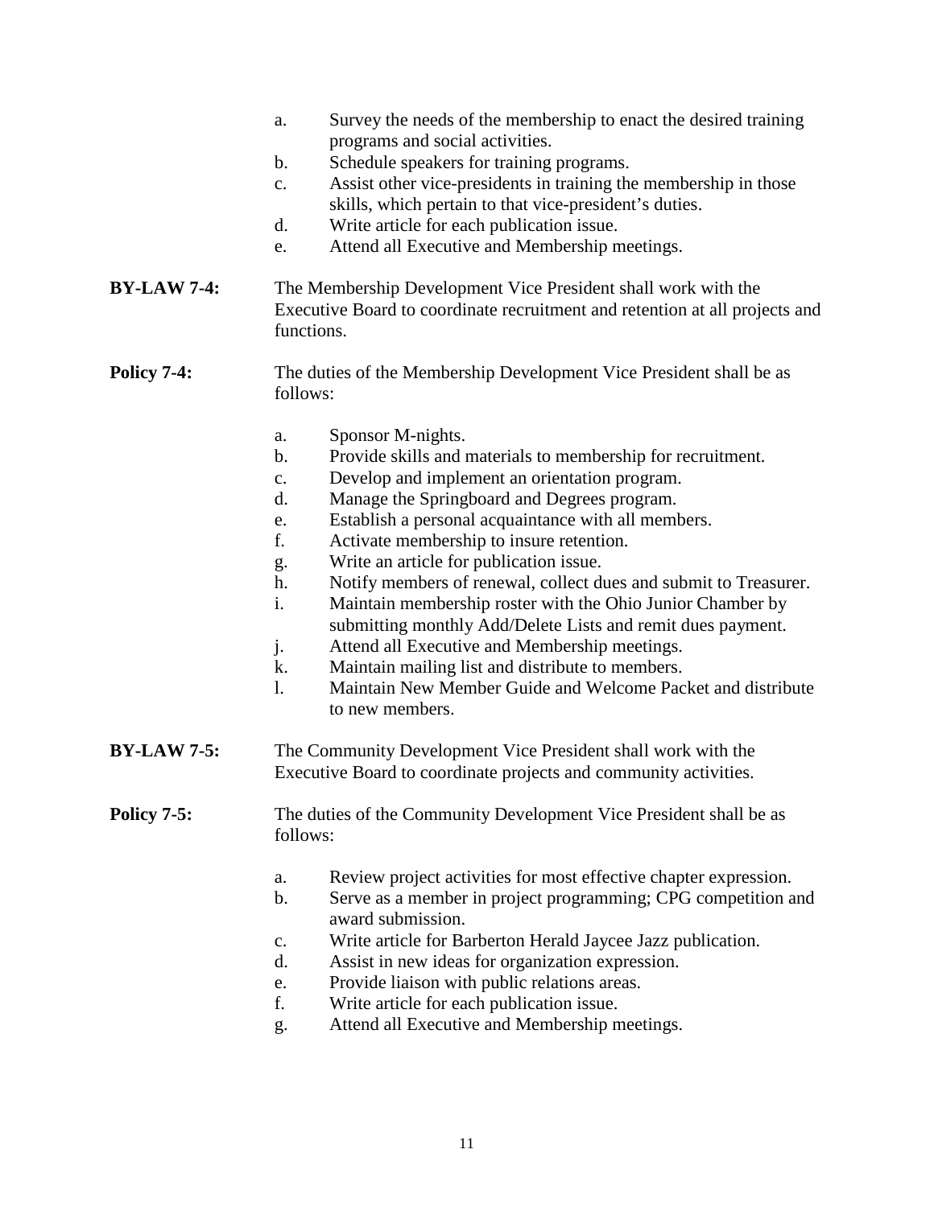a. Survey the needs of the membership to enact the desired training programs and social activities.
b. Schedule speakers for training programs.
c. Assist other vice-presidents in training the membership in those skills, which pertain to that vice-president's duties.
d. Write article for each publication issue.
e. Attend all Executive and Membership meetings.

**BY-LAW 7-4:** The Membership Development Vice President shall work with the Executive Board to coordinate recruitment and retention at all projects and functions.

**Policy 7-4:** The duties of the Membership Development Vice President shall be as follows:

a. Sponsor M-nights.
b. Provide skills and materials to membership for recruitment.
c. Develop and implement an orientation program.
d. Manage the Springboard and Degrees program.
e. Establish a personal acquaintance with all members.
f. Activate membership to insure retention.
g. Write an article for publication issue.
h. Notify members of renewal, collect dues and submit to Treasurer.
i. Maintain membership roster with the Ohio Junior Chamber by submitting monthly Add/Delete Lists and remit dues payment.
j. Attend all Executive and Membership meetings.
k. Maintain mailing list and distribute to members.
l. Maintain New Member Guide and Welcome Packet and distribute to new members.

**BY-LAW 7-5:** The Community Development Vice President shall work with the Executive Board to coordinate projects and community activities.

**Policy 7-5:** The duties of the Community Development Vice President shall be as follows:

a. Review project activities for most effective chapter expression.
b. Serve as a member in project programming; CPG competition and award submission.
c. Write article for Barberton Herald Jaycee Jazz publication.
d. Assist in new ideas for organization expression.
e. Provide liaison with public relations areas.
f. Write article for each publication issue.
g. Attend all Executive and Membership meetings.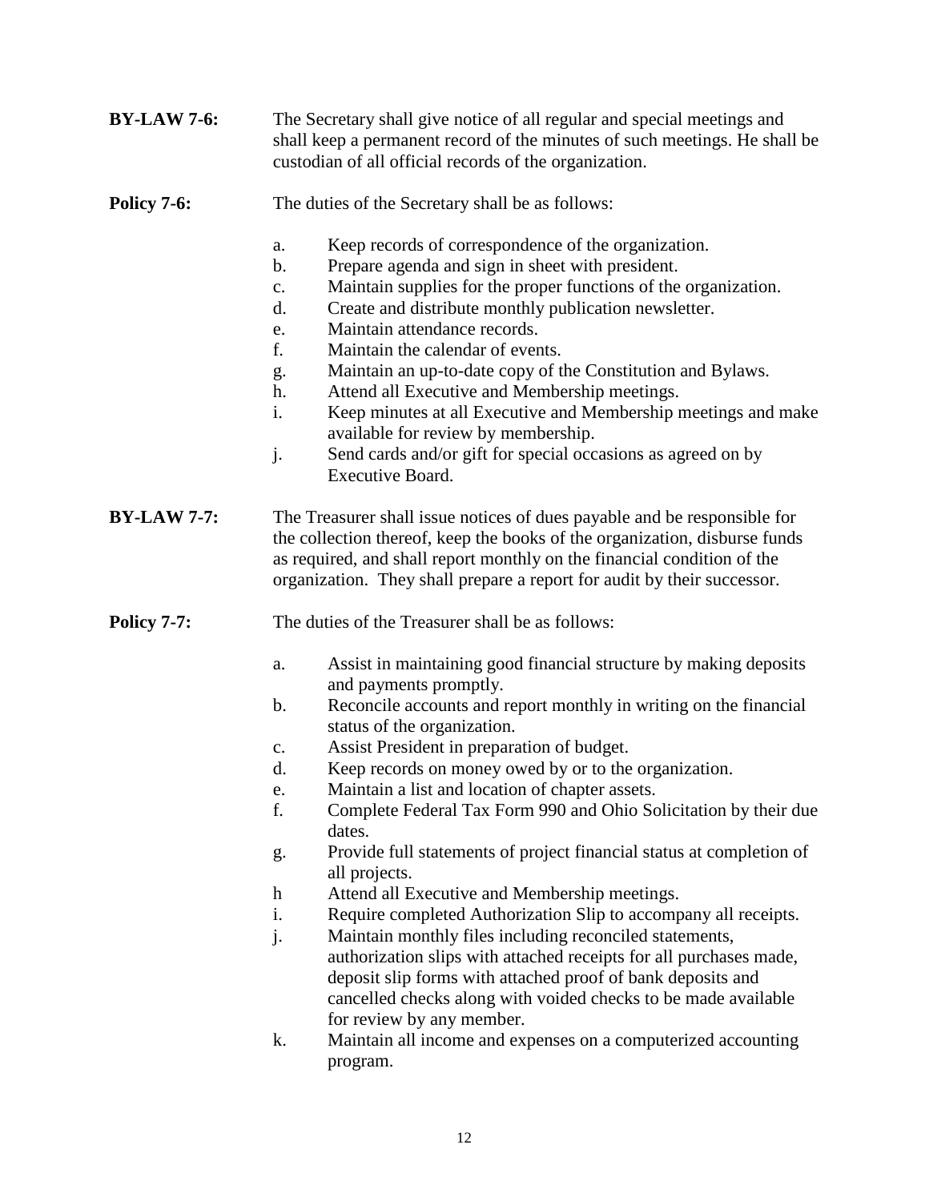**BY-LAW 7-6:** The Secretary shall give notice of all regular and special meetings and shall keep a permanent record of the minutes of such meetings. He shall be custodian of all official records of the organization.

**Policy 7-6:** The duties of the Secretary shall be as follows:

a. Keep records of correspondence of the organization.
b. Prepare agenda and sign in sheet with president.
c. Maintain supplies for the proper functions of the organization.
d. Create and distribute monthly publication newsletter.
e. Maintain attendance records.
f. Maintain the calendar of events.
g. Maintain an up-to-date copy of the Constitution and Bylaws.
h. Attend all Executive and Membership meetings.
i. Keep minutes at all Executive and Membership meetings and make available for review by membership.
j. Send cards and/or gift for special occasions as agreed on by Executive Board.

**BY-LAW 7-7:** The Treasurer shall issue notices of dues payable and be responsible for the collection thereof, keep the books of the organization, disburse funds as required, and shall report monthly on the financial condition of the organization. They shall prepare a report for audit by their successor.

**Policy 7-7:** The duties of the Treasurer shall be as follows:

a. Assist in maintaining good financial structure by making deposits and payments promptly.
b. Reconcile accounts and report monthly in writing on the financial status of the organization.
c. Assist President in preparation of budget.
d. Keep records on money owed by or to the organization.
e. Maintain a list and location of chapter assets.
f. Complete Federal Tax Form 990 and Ohio Solicitation by their due dates.
g. Provide full statements of project financial status at completion of all projects.
h Attend all Executive and Membership meetings.
i. Require completed Authorization Slip to accompany all receipts.
j. Maintain monthly files including reconciled statements, authorization slips with attached receipts for all purchases made, deposit slip forms with attached proof of bank deposits and cancelled checks along with voided checks to be made available for review by any member.
k. Maintain all income and expenses on a computerized accounting program.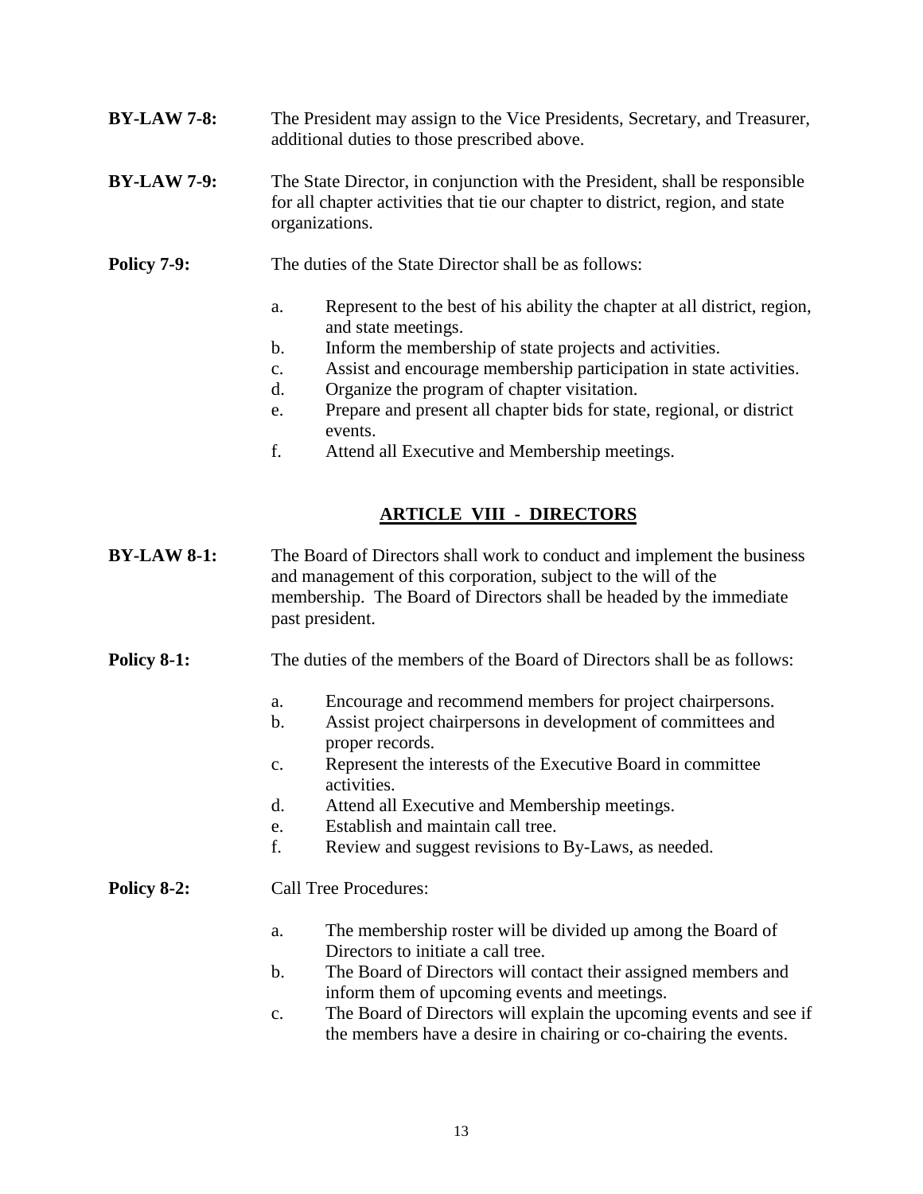**BY-LAW 7-8:** The President may assign to the Vice Presidents, Secretary, and Treasurer, additional duties to those prescribed above.

**BY-LAW 7-9:** The State Director, in conjunction with the President, shall be responsible for all chapter activities that tie our chapter to district, region, and state organizations.

**Policy 7-9:** The duties of the State Director shall be as follows:

a. Represent to the best of his ability the chapter at all district, region, and state meetings.
b. Inform the membership of state projects and activities.
c. Assist and encourage membership participation in state activities.
d. Organize the program of chapter visitation.
e. Prepare and present all chapter bids for state, regional, or district events.
f. Attend all Executive and Membership meetings.

## ARTICLE VIII - DIRECTORS

**BY-LAW 8-1:** The Board of Directors shall work to conduct and implement the business and management of this corporation, subject to the will of the membership. The Board of Directors shall be headed by the immediate past president.

**Policy 8-1:** The duties of the members of the Board of Directors shall be as follows:

a. Encourage and recommend members for project chairpersons.
b. Assist project chairpersons in development of committees and proper records.
c. Represent the interests of the Executive Board in committee activities.
d. Attend all Executive and Membership meetings.
e. Establish and maintain call tree.
f. Review and suggest revisions to By-Laws, as needed.

**Policy 8-2:** Call Tree Procedures:

a. The membership roster will be divided up among the Board of Directors to initiate a call tree.
b. The Board of Directors will contact their assigned members and inform them of upcoming events and meetings.
c. The Board of Directors will explain the upcoming events and see if the members have a desire in chairing or co-chairing the events.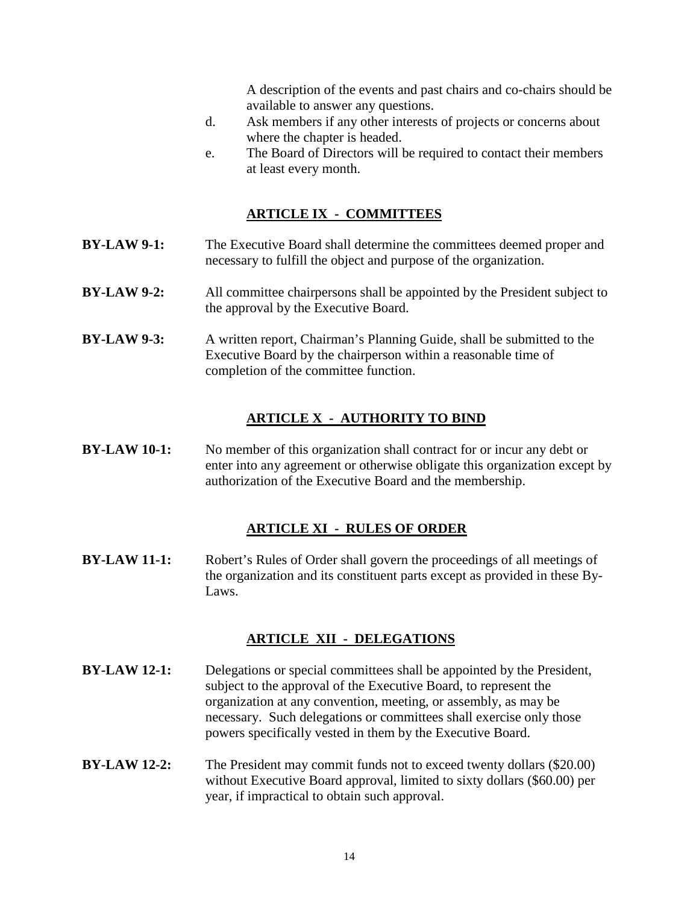A description of the events and past chairs and co-chairs should be available to answer any questions.

d. Ask members if any other interests of projects or concerns about where the chapter is headed.

e. The Board of Directors will be required to contact their members at least every month.

## ARTICLE IX - COMMITTEES

**BY-LAW 9-1:** The Executive Board shall determine the committees deemed proper and necessary to fulfill the object and purpose of the organization.

**BY-LAW 9-2:** All committee chairpersons shall be appointed by the President subject to the approval by the Executive Board.

**BY-LAW 9-3:** A written report, Chairman's Planning Guide, shall be submitted to the Executive Board by the chairperson within a reasonable time of completion of the committee function.

## ARTICLE X - AUTHORITY TO BIND

**BY-LAW 10-1:** No member of this organization shall contract for or incur any debt or enter into any agreement or otherwise obligate this organization except by authorization of the Executive Board and the membership.

## ARTICLE XI - RULES OF ORDER

**BY-LAW 11-1:** Robert's Rules of Order shall govern the proceedings of all meetings of the organization and its constituent parts except as provided in these By-Laws.

## ARTICLE XII - DELEGATIONS

**BY-LAW 12-1:** Delegations or special committees shall be appointed by the President, subject to the approval of the Executive Board, to represent the organization at any convention, meeting, or assembly, as may be necessary. Such delegations or committees shall exercise only those powers specifically vested in them by the Executive Board.

**BY-LAW 12-2:** The President may commit funds not to exceed twenty dollars ($20.00) without Executive Board approval, limited to sixty dollars ($60.00) per year, if impractical to obtain such approval.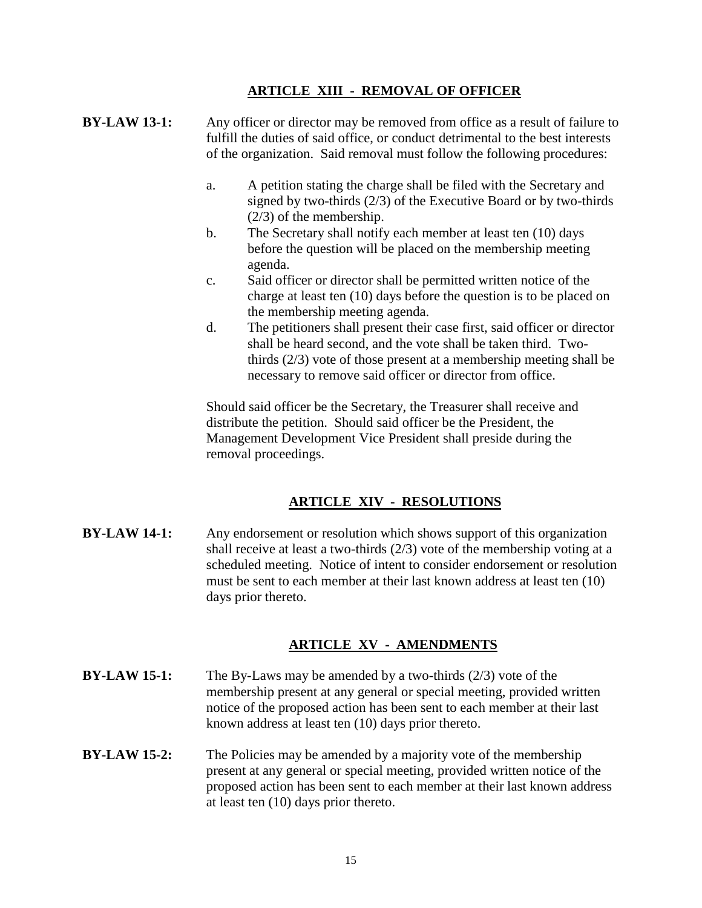## ARTICLE XIII - REMOVAL OF OFFICER

**BY-LAW 13-1:** Any officer or director may be removed from office as a result of failure to fulfill the duties of said office, or conduct detrimental to the best interests of the organization. Said removal must follow the following procedures:

a. A petition stating the charge shall be filed with the Secretary and signed by two-thirds (2/3) of the Executive Board or by two-thirds (2/3) of the membership.

b. The Secretary shall notify each member at least ten (10) days before the question will be placed on the membership meeting agenda.

c. Said officer or director shall be permitted written notice of the charge at least ten (10) days before the question is to be placed on the membership meeting agenda.

d. The petitioners shall present their case first, said officer or director shall be heard second, and the vote shall be taken third. Two-thirds (2/3) vote of those present at a membership meeting shall be necessary to remove said officer or director from office.

Should said officer be the Secretary, the Treasurer shall receive and distribute the petition. Should said officer be the President, the Management Development Vice President shall preside during the removal proceedings.

## ARTICLE XIV - RESOLUTIONS

**BY-LAW 14-1:** Any endorsement or resolution which shows support of this organization shall receive at least a two-thirds (2/3) vote of the membership voting at a scheduled meeting. Notice of intent to consider endorsement or resolution must be sent to each member at their last known address at least ten (10) days prior thereto.

## ARTICLE XV - AMENDMENTS

**BY-LAW 15-1:** The By-Laws may be amended by a two-thirds (2/3) vote of the membership present at any general or special meeting, provided written notice of the proposed action has been sent to each member at their last known address at least ten (10) days prior thereto.

**BY-LAW 15-2:** The Policies may be amended by a majority vote of the membership present at any general or special meeting, provided written notice of the proposed action has been sent to each member at their last known address at least ten (10) days prior thereto.